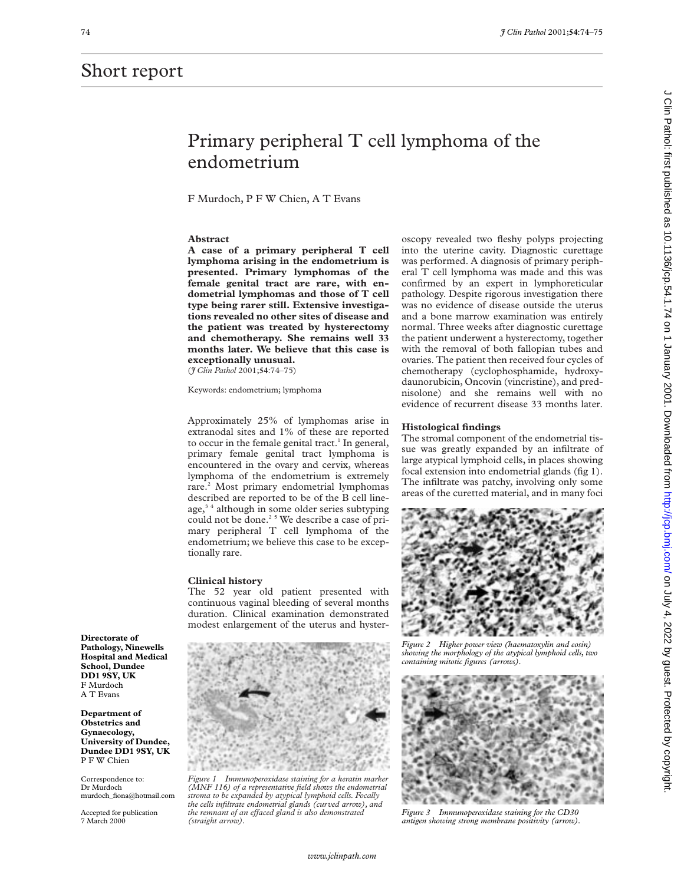# Short report

# Primary peripheral T cell lymphoma of the endometrium

F Murdoch, P F W Chien, A T Evans

**Directorate of Pathology, Ninewells Hospital and Medical School, Dundee DD1 9SY, UK**
F Murdoch
A T Evans

**Department of Obstetrics and Gynaecology, University of Dundee, Dundee DD1 9SY, UK**
P F W Chien

Correspondence to:
Dr Murdoch
murdoch_fiona@hotmail.com

Accepted for publication
7 March 2000

## Abstract

**A case of a primary peripheral T cell lymphoma arising in the endometrium is presented. Primary lymphomas of the female genital tract are rare, with endometrial lymphomas and those of T cell type being rarer still. Extensive investigations revealed no other sites of disease and the patient was treated by hysterectomy and chemotherapy. She remains well 33 months later. We believe that this case is exceptionally unusual.**

(*J Clin Pathol* 2001;**54**:74–75)

Keywords: endometrium; lymphoma

Approximately 25% of lymphomas arise in extranodal sites and 1% of these are reported to occur in the female genital tract.[1] In general, primary female genital tract lymphoma is encountered in the ovary and cervix, whereas lymphoma of the endometrium is extremely rare.[2] Most primary endometrial lymphomas described are reported to be of the B cell lineage,[3 4] although in some older series subtyping could not be done.[2 5] We describe a case of primary peripheral T cell lymphoma of the endometrium; we believe this case to be exceptionally rare.

### Clinical history

The 52 year old patient presented with continuous vaginal bleeding of several months duration. Clinical examination demonstrated modest enlargement of the uterus and hysteroscopy revealed two fleshy polyps projecting into the uterine cavity. Diagnostic curettage was performed. A diagnosis of primary peripheral T cell lymphoma was made and this was confirmed by an expert in lymphoreticular pathology. Despite rigorous investigation there was no evidence of disease outside the uterus and a bone marrow examination was entirely normal. Three weeks after diagnostic curettage the patient underwent a hysterectomy, together with the removal of both fallopian tubes and ovaries. The patient then received four cycles of chemotherapy (cyclophosphamide, hydroxydaunorubicin, Oncovin (vincristine), and prednisolone) and she remains well with no evidence of recurrent disease 33 months later.

*Figure 1 Immunoperoxidase staining for a keratin marker (MNF 116) of a representative field shows the endometrial stroma to be expanded by atypical lymphoid cells. Focally the cells infiltrate endometrial glands (curved arrow), and the remnant of an effaced gland is also demonstrated (straight arrow).*

### Histological findings

The stromal component of the endometrial tissue was greatly expanded by an infiltrate of large atypical lymphoid cells, in places showing focal extension into endometrial glands (fig 1). The infiltrate was patchy, involving only some areas of the curetted material, and in many foci

*Figure 2 Higher power view (haematoxylin and eosin) showing the morphology of the atypical lymphoid cells, two containing mitotic figures (arrows).*

*Figure 3 Immunoperoxidase staining for the CD30 antigen showing strong membrane positivity (arrow).*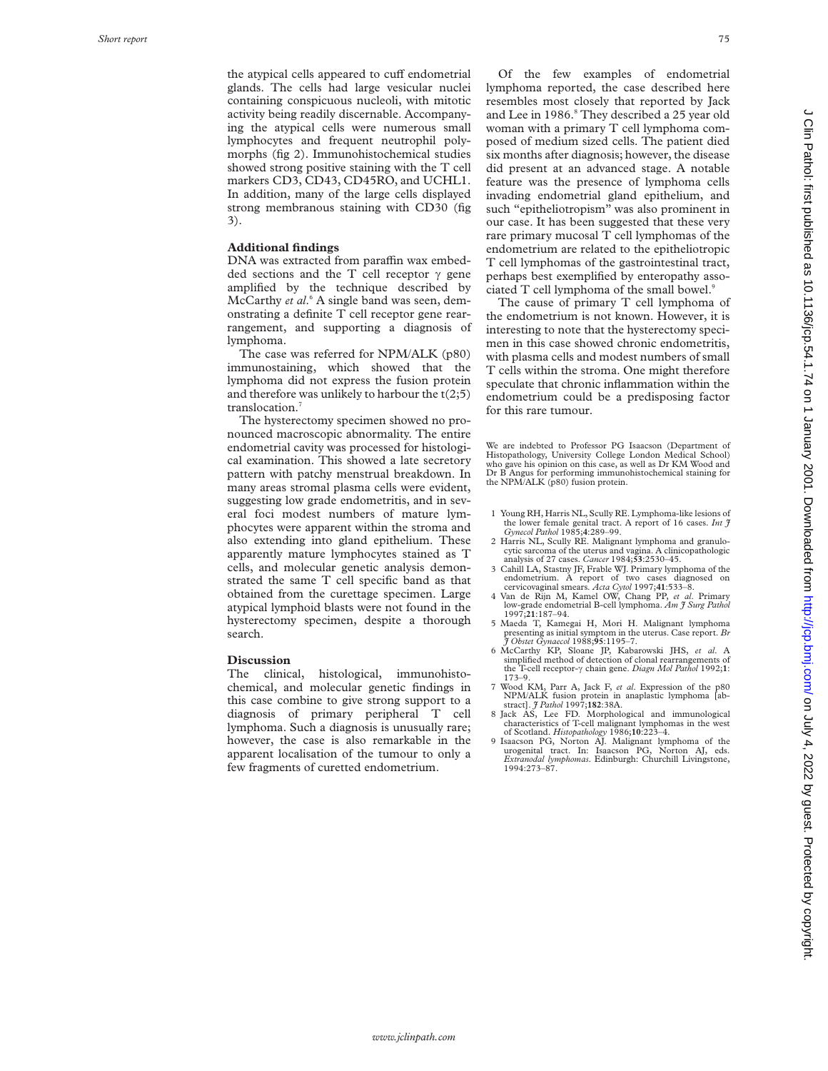the atypical cells appeared to cuff endometrial glands. The cells had large vesicular nuclei containing conspicuous nucleoli, with mitotic activity being readily discernable. Accompanying the atypical cells were numerous small lymphocytes and frequent neutrophil polymorphs (fig 2). Immunohistochemical studies showed strong positive staining with the T cell markers CD3, CD43, CD45RO, and UCHL1. In addition, many of the large cells displayed strong membranous staining with CD30 (fig 3).

## Additional findings

DNA was extracted from paraffin wax embedded sections and the T cell receptor γ gene amplified by the technique described by McCarthy *et al*.[6] A single band was seen, demonstrating a definite T cell receptor gene rearrangement, and supporting a diagnosis of lymphoma.

The case was referred for NPM/ALK (p80) immunostaining, which showed that the lymphoma did not express the fusion protein and therefore was unlikely to harbour the t(2;5) translocation.[7]

The hysterectomy specimen showed no pronounced macroscopic abnormality. The entire endometrial cavity was processed for histological examination. This showed a late secretory pattern with patchy menstrual breakdown. In many areas stromal plasma cells were evident, suggesting low grade endometritis, and in several foci modest numbers of mature lymphocytes were apparent within the stroma and also extending into gland epithelium. These apparently mature lymphocytes stained as T cells, and molecular genetic analysis demonstrated the same T cell specific band as that obtained from the curettage specimen. Large atypical lymphoid blasts were not found in the hysterectomy specimen, despite a thorough search.

## Discussion

The clinical, histological, immunohistochemical, and molecular genetic findings in this case combine to give strong support to a diagnosis of primary peripheral T cell lymphoma. Such a diagnosis is unusually rare; however, the case is also remarkable in the apparent localisation of the tumour to only a few fragments of curetted endometrium.

Of the few examples of endometrial lymphoma reported, the case described here resembles most closely that reported by Jack and Lee in 1986.[8] They described a 25 year old woman with a primary T cell lymphoma composed of medium sized cells. The patient died six months after diagnosis; however, the disease did present at an advanced stage. A notable feature was the presence of lymphoma cells invading endometrial gland epithelium, and such "epitheliotropism" was also prominent in our case. It has been suggested that these very rare primary mucosal T cell lymphomas of the endometrium are related to the epitheliotropic T cell lymphomas of the gastrointestinal tract, perhaps best exemplified by enteropathy associated T cell lymphoma of the small bowel.[9]

The cause of primary T cell lymphoma of the endometrium is not known. However, it is interesting to note that the hysterectomy specimen in this case showed chronic endometritis, with plasma cells and modest numbers of small T cells within the stroma. One might therefore speculate that chronic inflammation within the endometrium could be a predisposing factor for this rare tumour.

We are indebted to Professor PG Isaacson (Department of Histopathology, University College London Medical School) who gave his opinion on this case, as well as Dr KM Wood and Dr B Angus for performing immunohistochemical staining for the NPM/ALK (p80) fusion protein.

1 Young RH, Harris NL, Scully RE. Lymphoma-like lesions of the lower female genital tract. A report of 16 cases. *Int J Gynecol Pathol* 1985;**4**:289–99.
2 Harris NL, Scully RE. Malignant lymphoma and granulocytic sarcoma of the uterus and vagina. A clinicopathologic analysis of 27 cases. *Cancer* 1984;**53**:2530–45.
3 Cahill LA, Stastny JF, Frable WJ. Primary lymphoma of the endometrium. A report of two cases diagnosed on cervicovaginal smears. *Acta Cytol* 1997;**41**:533–8.
4 Van de Rijn M, Kamel OW, Chang PP, *et al*. Primary low-grade endometrial B-cell lymphoma. *Am J Surg Pathol* 1997;**21**:187–94.
5 Maeda T, Kamegai H, Mori H. Malignant lymphoma presenting as initial symptom in the uterus. Case report. *Br J Obstet Gynaecol* 1988;**95**:1195–7.
6 McCarthy KP, Sloane JP, Kabarowski JHS, *et al*. A simplified method of detection of clonal rearrangements of the T-cell receptor-γ chain gene. *Diagn Mol Pathol* 1992;**1**:173–9.
7 Wood KM, Parr A, Jack F, *et al*. Expression of the p80 NPM/ALK fusion protein in anaplastic lymphoma [abstract]. *J Pathol* 1997;**182**:38A.
8 Jack AS, Lee FD. Morphological and immunological characteristics of T-cell malignant lymphomas in the west of Scotland. *Histopathology* 1986;**10**:223–4.
9 Isaacson PG, Norton AJ. Malignant lymphoma of the urogenital tract. In: Isaacson PG, Norton AJ, eds. *Extranodal lymphomas*. Edinburgh: Churchill Livingstone, 1994:273–87.